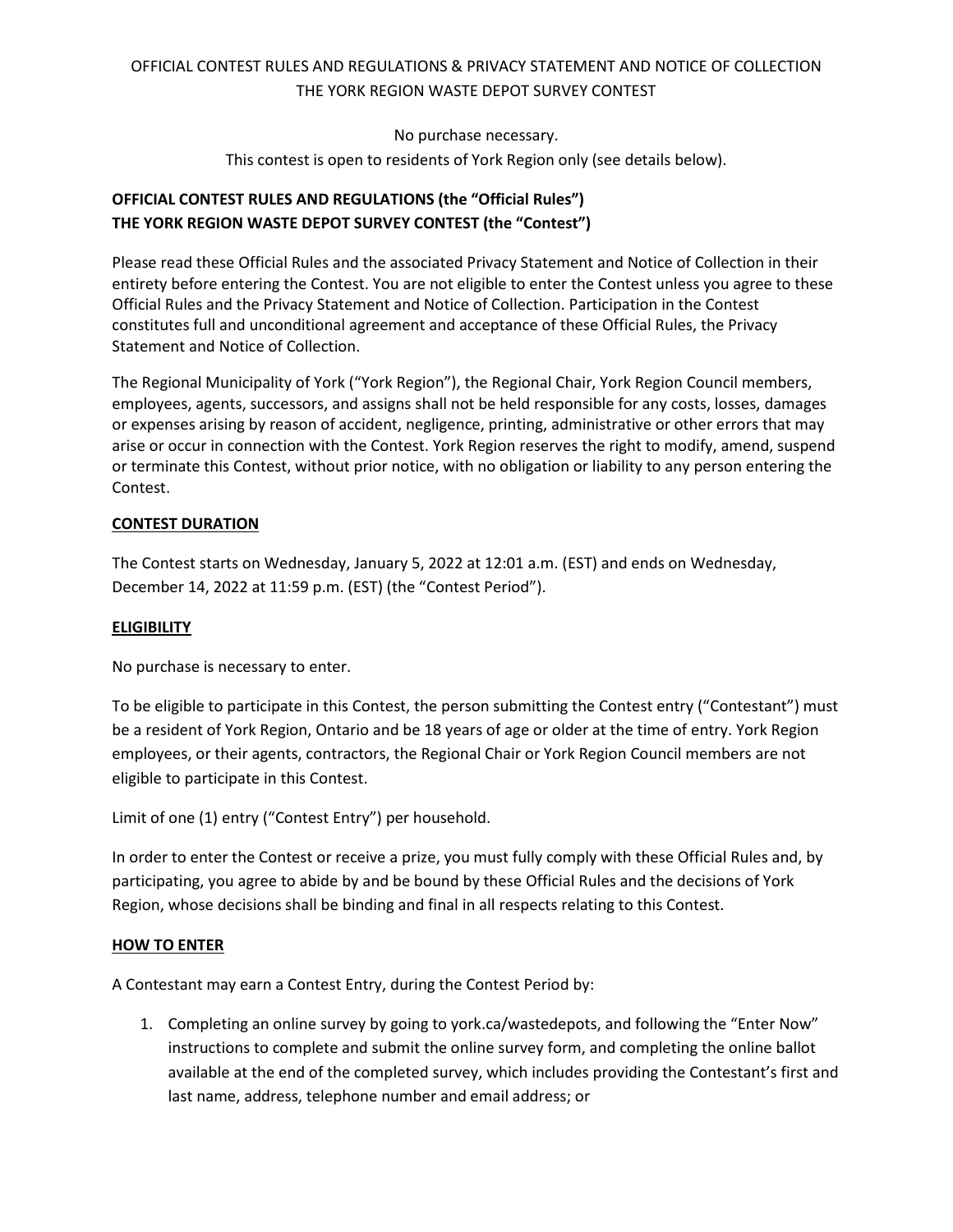OFFICIAL CONTEST RULES AND REGULATIONS & PRIVACY STATEMENT AND NOTICE OF COLLECTION
THE YORK REGION WASTE DEPOT SURVEY CONTEST

No purchase necessary.
This contest is open to residents of York Region only (see details below).

**OFFICIAL CONTEST RULES AND REGULATIONS (the "Official Rules")**
**THE YORK REGION WASTE DEPOT SURVEY CONTEST (the "Contest")**

Please read these Official Rules and the associated Privacy Statement and Notice of Collection in their entirety before entering the Contest. You are not eligible to enter the Contest unless you agree to these Official Rules and the Privacy Statement and Notice of Collection. Participation in the Contest constitutes full and unconditional agreement and acceptance of these Official Rules, the Privacy Statement and Notice of Collection.

The Regional Municipality of York ("York Region"), the Regional Chair, York Region Council members, employees, agents, successors, and assigns shall not be held responsible for any costs, losses, damages or expenses arising by reason of accident, negligence, printing, administrative or other errors that may arise or occur in connection with the Contest. York Region reserves the right to modify, amend, suspend or terminate this Contest, without prior notice, with no obligation or liability to any person entering the Contest.

## CONTEST DURATION

The Contest starts on Wednesday, January 5, 2022 at 12:01 a.m. (EST) and ends on Wednesday, December 14, 2022 at 11:59 p.m. (EST) (the "Contest Period").

## ELIGIBILITY

No purchase is necessary to enter.

To be eligible to participate in this Contest, the person submitting the Contest entry ("Contestant") must be a resident of York Region, Ontario and be 18 years of age or older at the time of entry. York Region employees, or their agents, contractors, the Regional Chair or York Region Council members are not eligible to participate in this Contest.

Limit of one (1) entry ("Contest Entry") per household.

In order to enter the Contest or receive a prize, you must fully comply with these Official Rules and, by participating, you agree to abide by and be bound by these Official Rules and the decisions of York Region, whose decisions shall be binding and final in all respects relating to this Contest.

## HOW TO ENTER

A Contestant may earn a Contest Entry, during the Contest Period by:

1. Completing an online survey by going to york.ca/wastedepots, and following the "Enter Now" instructions to complete and submit the online survey form, and completing the online ballot available at the end of the completed survey, which includes providing the Contestant's first and last name, address, telephone number and email address; or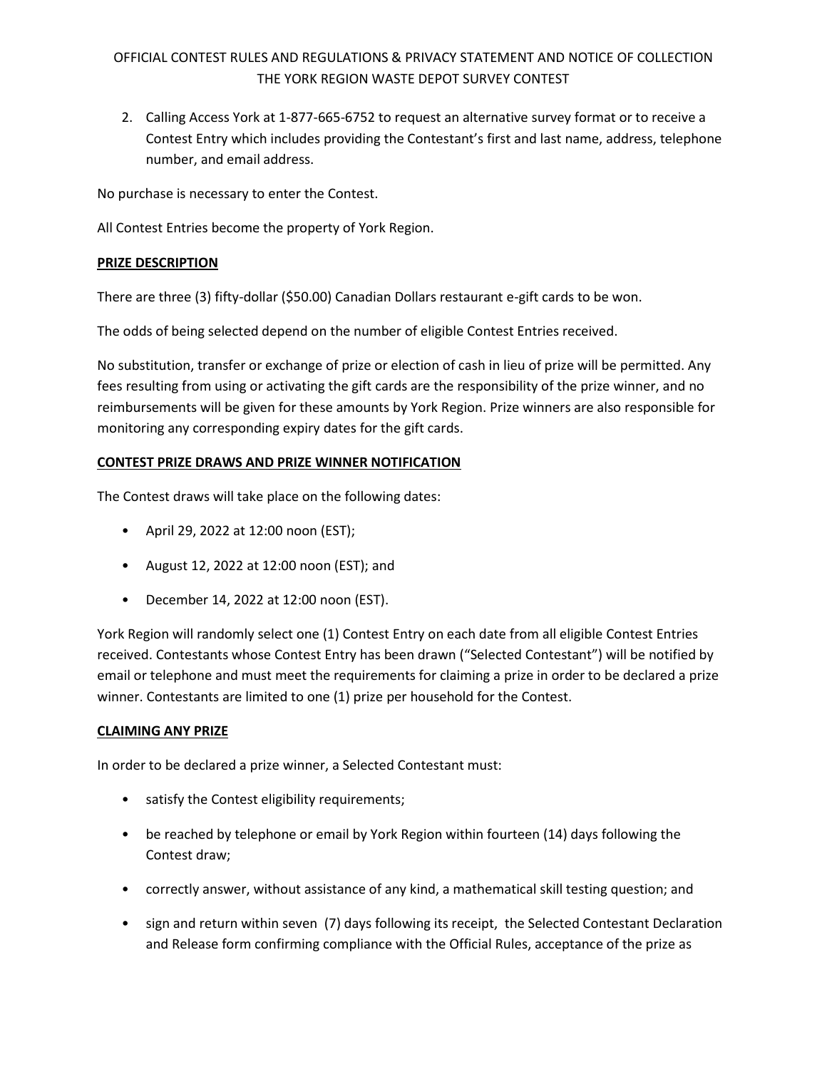2. Calling Access York at 1-877-665-6752 to request an alternative survey format or to receive a Contest Entry which includes providing the Contestant's first and last name, address, telephone number, and email address.

No purchase is necessary to enter the Contest.

All Contest Entries become the property of York Region.

**PRIZE DESCRIPTION**

There are three (3) fifty-dollar ($50.00) Canadian Dollars restaurant e-gift cards to be won.

The odds of being selected depend on the number of eligible Contest Entries received.

No substitution, transfer or exchange of prize or election of cash in lieu of prize will be permitted. Any fees resulting from using or activating the gift cards are the responsibility of the prize winner, and no reimbursements will be given for these amounts by York Region. Prize winners are also responsible for monitoring any corresponding expiry dates for the gift cards.

**CONTEST PRIZE DRAWS AND PRIZE WINNER NOTIFICATION**

The Contest draws will take place on the following dates:

- April 29, 2022 at 12:00 noon (EST);
- August 12, 2022 at 12:00 noon (EST); and
- December 14, 2022 at 12:00 noon (EST).

York Region will randomly select one (1) Contest Entry on each date from all eligible Contest Entries received. Contestants whose Contest Entry has been drawn ("Selected Contestant") will be notified by email or telephone and must meet the requirements for claiming a prize in order to be declared a prize winner. Contestants are limited to one (1) prize per household for the Contest.

**CLAIMING ANY PRIZE**

In order to be declared a prize winner, a Selected Contestant must:

- satisfy the Contest eligibility requirements;
- be reached by telephone or email by York Region within fourteen (14) days following the Contest draw;
- correctly answer, without assistance of any kind, a mathematical skill testing question; and
- sign and return within seven (7) days following its receipt, the Selected Contestant Declaration and Release form confirming compliance with the Official Rules, acceptance of the prize as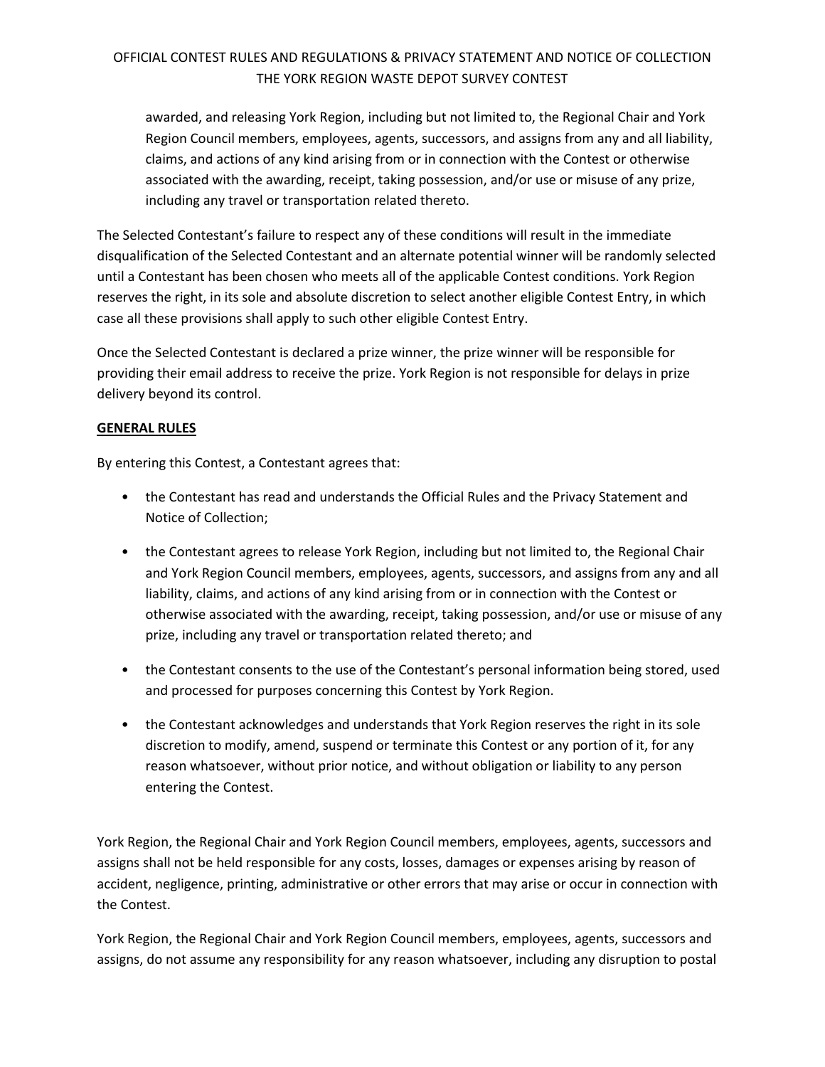awarded, and releasing York Region, including but not limited to, the Regional Chair and York Region Council members, employees, agents, successors, and assigns from any and all liability, claims, and actions of any kind arising from or in connection with the Contest or otherwise associated with the awarding, receipt, taking possession, and/or use or misuse of any prize, including any travel or transportation related thereto.

The Selected Contestant's failure to respect any of these conditions will result in the immediate disqualification of the Selected Contestant and an alternate potential winner will be randomly selected until a Contestant has been chosen who meets all of the applicable Contest conditions. York Region reserves the right, in its sole and absolute discretion to select another eligible Contest Entry, in which case all these provisions shall apply to such other eligible Contest Entry.

Once the Selected Contestant is declared a prize winner, the prize winner will be responsible for providing their email address to receive the prize. York Region is not responsible for delays in prize delivery beyond its control.

**GENERAL RULES**

By entering this Contest, a Contestant agrees that:

- the Contestant has read and understands the Official Rules and the Privacy Statement and Notice of Collection;
- the Contestant agrees to release York Region, including but not limited to, the Regional Chair and York Region Council members, employees, agents, successors, and assigns from any and all liability, claims, and actions of any kind arising from or in connection with the Contest or otherwise associated with the awarding, receipt, taking possession, and/or use or misuse of any prize, including any travel or transportation related thereto; and
- the Contestant consents to the use of the Contestant's personal information being stored, used and processed for purposes concerning this Contest by York Region.
- the Contestant acknowledges and understands that York Region reserves the right in its sole discretion to modify, amend, suspend or terminate this Contest or any portion of it, for any reason whatsoever, without prior notice, and without obligation or liability to any person entering the Contest.

York Region, the Regional Chair and York Region Council members, employees, agents, successors and assigns shall not be held responsible for any costs, losses, damages or expenses arising by reason of accident, negligence, printing, administrative or other errors that may arise or occur in connection with the Contest.

York Region, the Regional Chair and York Region Council members, employees, agents, successors and assigns, do not assume any responsibility for any reason whatsoever, including any disruption to postal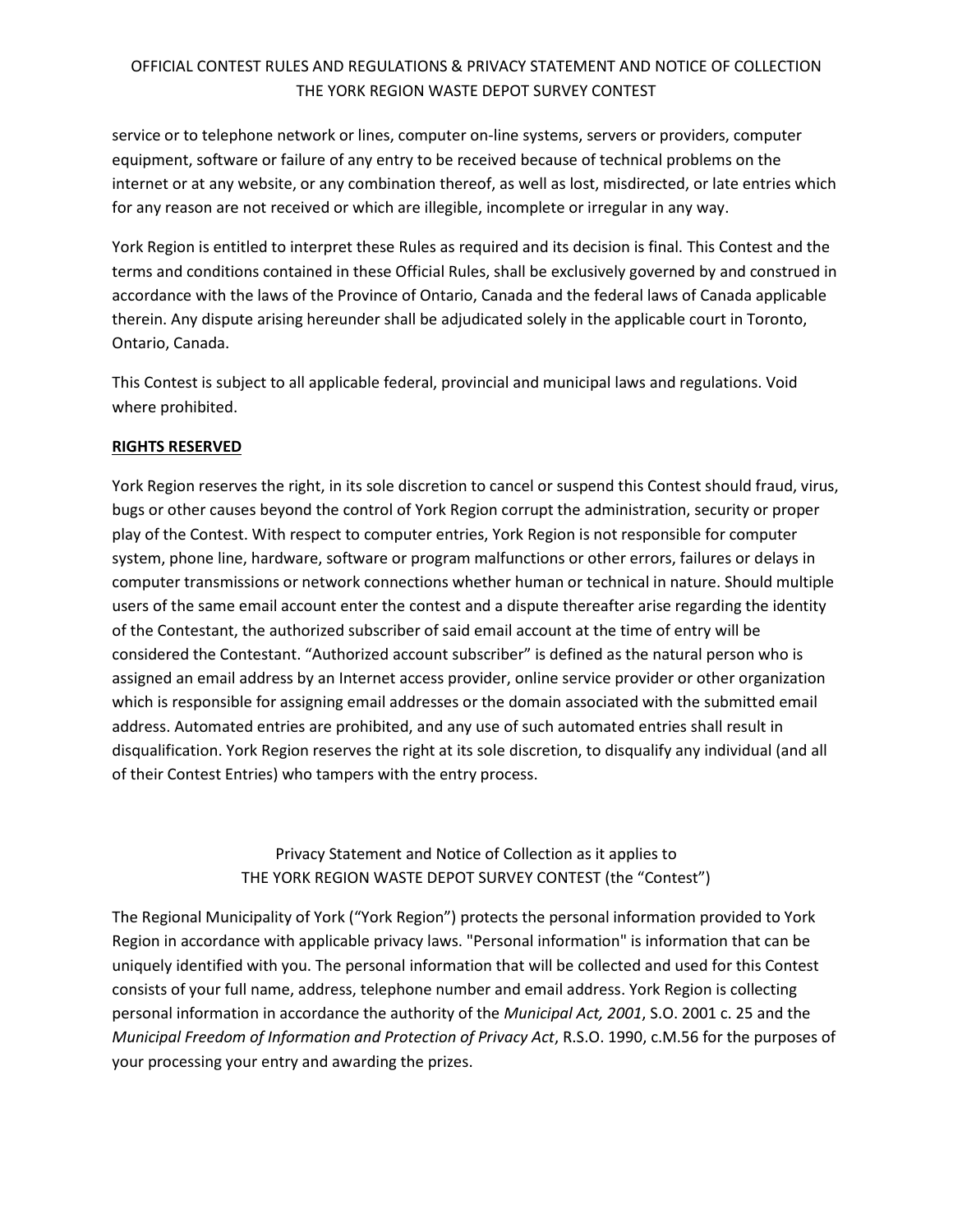service or to telephone network or lines, computer on-line systems, servers or providers, computer equipment, software or failure of any entry to be received because of technical problems on the internet or at any website, or any combination thereof, as well as lost, misdirected, or late entries which for any reason are not received or which are illegible, incomplete or irregular in any way.

York Region is entitled to interpret these Rules as required and its decision is final. This Contest and the terms and conditions contained in these Official Rules, shall be exclusively governed by and construed in accordance with the laws of the Province of Ontario, Canada and the federal laws of Canada applicable therein. Any dispute arising hereunder shall be adjudicated solely in the applicable court in Toronto, Ontario, Canada.

This Contest is subject to all applicable federal, provincial and municipal laws and regulations. Void where prohibited.

**RIGHTS RESERVED**

York Region reserves the right, in its sole discretion to cancel or suspend this Contest should fraud, virus, bugs or other causes beyond the control of York Region corrupt the administration, security or proper play of the Contest. With respect to computer entries, York Region is not responsible for computer system, phone line, hardware, software or program malfunctions or other errors, failures or delays in computer transmissions or network connections whether human or technical in nature. Should multiple users of the same email account enter the contest and a dispute thereafter arise regarding the identity of the Contestant, the authorized subscriber of said email account at the time of entry will be considered the Contestant. "Authorized account subscriber" is defined as the natural person who is assigned an email address by an Internet access provider, online service provider or other organization which is responsible for assigning email addresses or the domain associated with the submitted email address. Automated entries are prohibited, and any use of such automated entries shall result in disqualification. York Region reserves the right at its sole discretion, to disqualify any individual (and all of their Contest Entries) who tampers with the entry process.

Privacy Statement and Notice of Collection as it applies to
THE YORK REGION WASTE DEPOT SURVEY CONTEST (the "Contest")

The Regional Municipality of York ("York Region") protects the personal information provided to York Region in accordance with applicable privacy laws. "Personal information" is information that can be uniquely identified with you. The personal information that will be collected and used for this Contest consists of your full name, address, telephone number and email address. York Region is collecting personal information in accordance the authority of the *Municipal Act, 2001*, S.O. 2001 c. 25 and the *Municipal Freedom of Information and Protection of Privacy Act*, R.S.O. 1990, c.M.56 for the purposes of your processing your entry and awarding the prizes.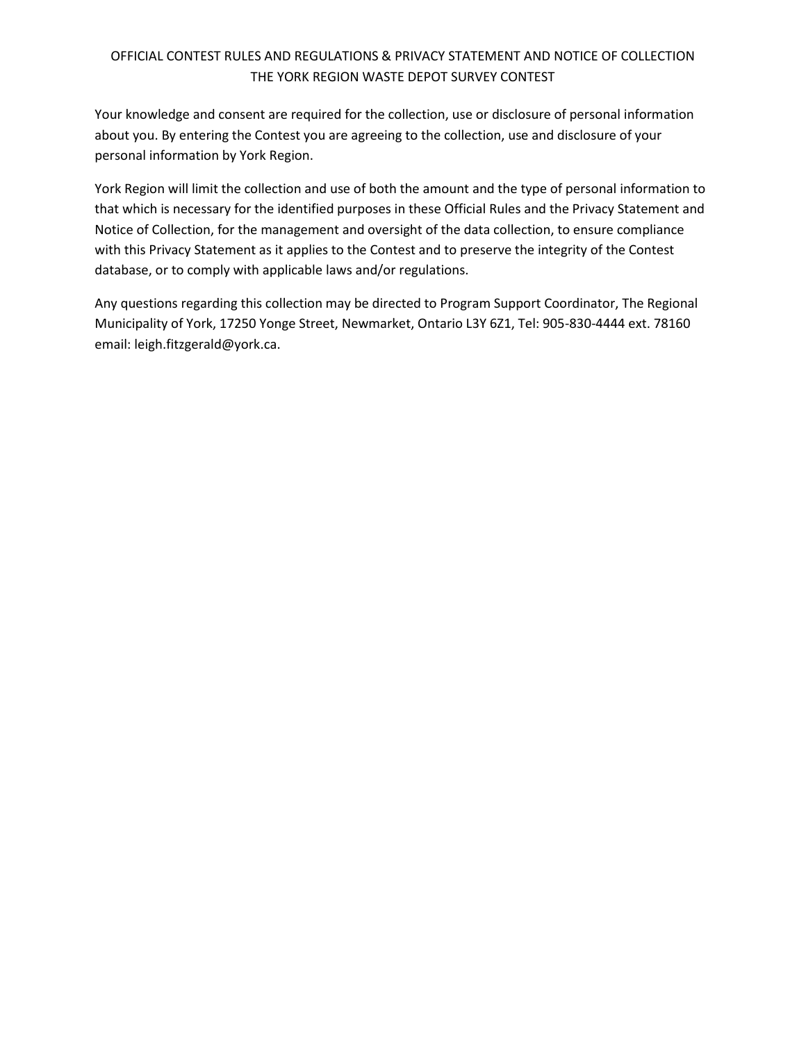Your knowledge and consent are required for the collection, use or disclosure of personal information about you. By entering the Contest you are agreeing to the collection, use and disclosure of your personal information by York Region.

York Region will limit the collection and use of both the amount and the type of personal information to that which is necessary for the identified purposes in these Official Rules and the Privacy Statement and Notice of Collection, for the management and oversight of the data collection, to ensure compliance with this Privacy Statement as it applies to the Contest and to preserve the integrity of the Contest database, or to comply with applicable laws and/or regulations.

Any questions regarding this collection may be directed to Program Support Coordinator, The Regional Municipality of York, 17250 Yonge Street, Newmarket, Ontario L3Y 6Z1, Tel: 905-830-4444 ext. 78160 email: leigh.fitzgerald@york.ca.